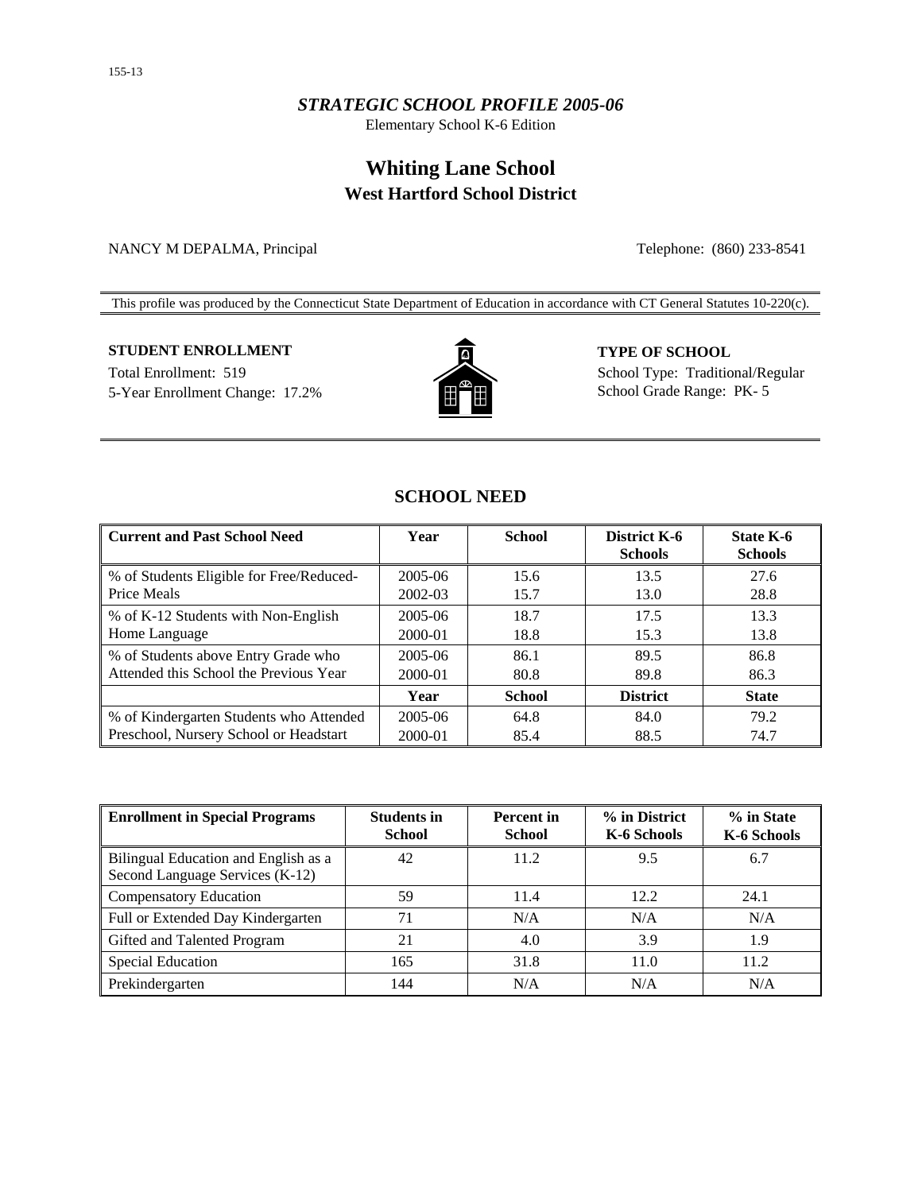*STRATEGIC SCHOOL PROFILE 2005-06*

Elementary School K-6 Edition

# Whiting Lane School
## West Hartford School District

NANCY M DEPALMA, Principal

Telephone: (860) 233-8541

This profile was produced by the Connecticut State Department of Education in accordance with CT General Statutes 10-220(c).

**STUDENT ENROLLMENT**

Total Enrollment: 519

5-Year Enrollment Change: 17.2%

**TYPE OF SCHOOL**

School Type: Traditional/Regular

School Grade Range: PK- 5

## SCHOOL NEED

| Current and Past School Need | Year | School | District K-6 Schools | State K-6 Schools |
|---|---|---|---|---|
| % of Students Eligible for Free/Reduced-Price Meals | 2005-06 | 15.6 | 13.5 | 27.6 |
| | 2002-03 | 15.7 | 13.0 | 28.8 |
| % of K-12 Students with Non-English Home Language | 2005-06 | 18.7 | 17.5 | 13.3 |
| | 2000-01 | 18.8 | 15.3 | 13.8 |
| % of Students above Entry Grade who Attended this School the Previous Year | 2005-06 | 86.1 | 89.5 | 86.8 |
| | 2000-01 | 80.8 | 89.8 | 86.3 |
| | **Year** | **School** | **District** | **State** |
| % of Kindergarten Students who Attended Preschool, Nursery School or Headstart | 2005-06 | 64.8 | 84.0 | 79.2 |
| | 2000-01 | 85.4 | 88.5 | 74.7 |

| Enrollment in Special Programs | Students in School | Percent in School | % in District K-6 Schools | % in State K-6 Schools |
|---|---|---|---|---|
| Bilingual Education and English as a Second Language Services (K-12) | 42 | 11.2 | 9.5 | 6.7 |
| Compensatory Education | 59 | 11.4 | 12.2 | 24.1 |
| Full or Extended Day Kindergarten | 71 | N/A | N/A | N/A |
| Gifted and Talented Program | 21 | 4.0 | 3.9 | 1.9 |
| Special Education | 165 | 31.8 | 11.0 | 11.2 |
| Prekindergarten | 144 | N/A | N/A | N/A |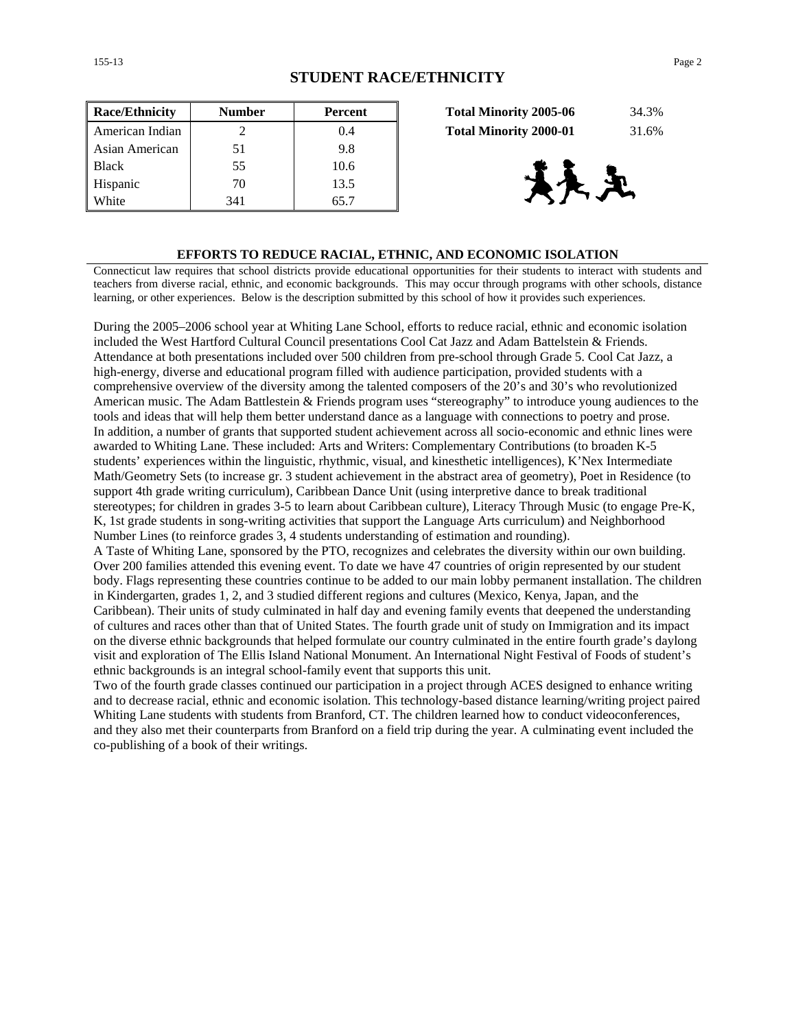## STUDENT RACE/ETHNICITY

| Race/Ethnicity | Number | Percent |
|---|---|---|
| American Indian | 2 | 0.4 |
| Asian American | 51 | 9.8 |
| Black | 55 | 10.6 |
| Hispanic | 70 | 13.5 |
| White | 341 | 65.7 |

| | |
|---|---|
| **Total Minority 2005-06** | 34.3% |
| **Total Minority 2000-01** | 31.6% |

### EFFORTS TO REDUCE RACIAL, ETHNIC, AND ECONOMIC ISOLATION

Connecticut law requires that school districts provide educational opportunities for their students to interact with students and teachers from diverse racial, ethnic, and economic backgrounds. This may occur through programs with other schools, distance learning, or other experiences. Below is the description submitted by this school of how it provides such experiences.

During the 2005–2006 school year at Whiting Lane School, efforts to reduce racial, ethnic and economic isolation included the West Hartford Cultural Council presentations Cool Cat Jazz and Adam Battelstein & Friends. Attendance at both presentations included over 500 children from pre-school through Grade 5. Cool Cat Jazz, a high-energy, diverse and educational program filled with audience participation, provided students with a comprehensive overview of the diversity among the talented composers of the 20's and 30's who revolutionized American music. The Adam Battlestein & Friends program uses "stereography" to introduce young audiences to the tools and ideas that will help them better understand dance as a language with connections to poetry and prose.
In addition, a number of grants that supported student achievement across all socio-economic and ethnic lines were awarded to Whiting Lane. These included: Arts and Writers: Complementary Contributions (to broaden K-5 students' experiences within the linguistic, rhythmic, visual, and kinesthetic intelligences), K'Nex Intermediate Math/Geometry Sets (to increase gr. 3 student achievement in the abstract area of geometry), Poet in Residence (to support 4th grade writing curriculum), Caribbean Dance Unit (using interpretive dance to break traditional stereotypes; for children in grades 3-5 to learn about Caribbean culture), Literacy Through Music (to engage Pre-K, K, 1st grade students in song-writing activities that support the Language Arts curriculum) and Neighborhood Number Lines (to reinforce grades 3, 4 students understanding of estimation and rounding).
A Taste of Whiting Lane, sponsored by the PTO, recognizes and celebrates the diversity within our own building. Over 200 families attended this evening event. To date we have 47 countries of origin represented by our student body. Flags representing these countries continue to be added to our main lobby permanent installation. The children in Kindergarten, grades 1, 2, and 3 studied different regions and cultures (Mexico, Kenya, Japan, and the Caribbean). Their units of study culminated in half day and evening family events that deepened the understanding of cultures and races other than that of United States. The fourth grade unit of study on Immigration and its impact on the diverse ethnic backgrounds that helped formulate our country culminated in the entire fourth grade's daylong visit and exploration of The Ellis Island National Monument. An International Night Festival of Foods of student's ethnic backgrounds is an integral school-family event that supports this unit.
Two of the fourth grade classes continued our participation in a project through ACES designed to enhance writing and to decrease racial, ethnic and economic isolation. This technology-based distance learning/writing project paired Whiting Lane students with students from Branford, CT. The children learned how to conduct videoconferences, and they also met their counterparts from Branford on a field trip during the year. A culminating event included the co-publishing of a book of their writings.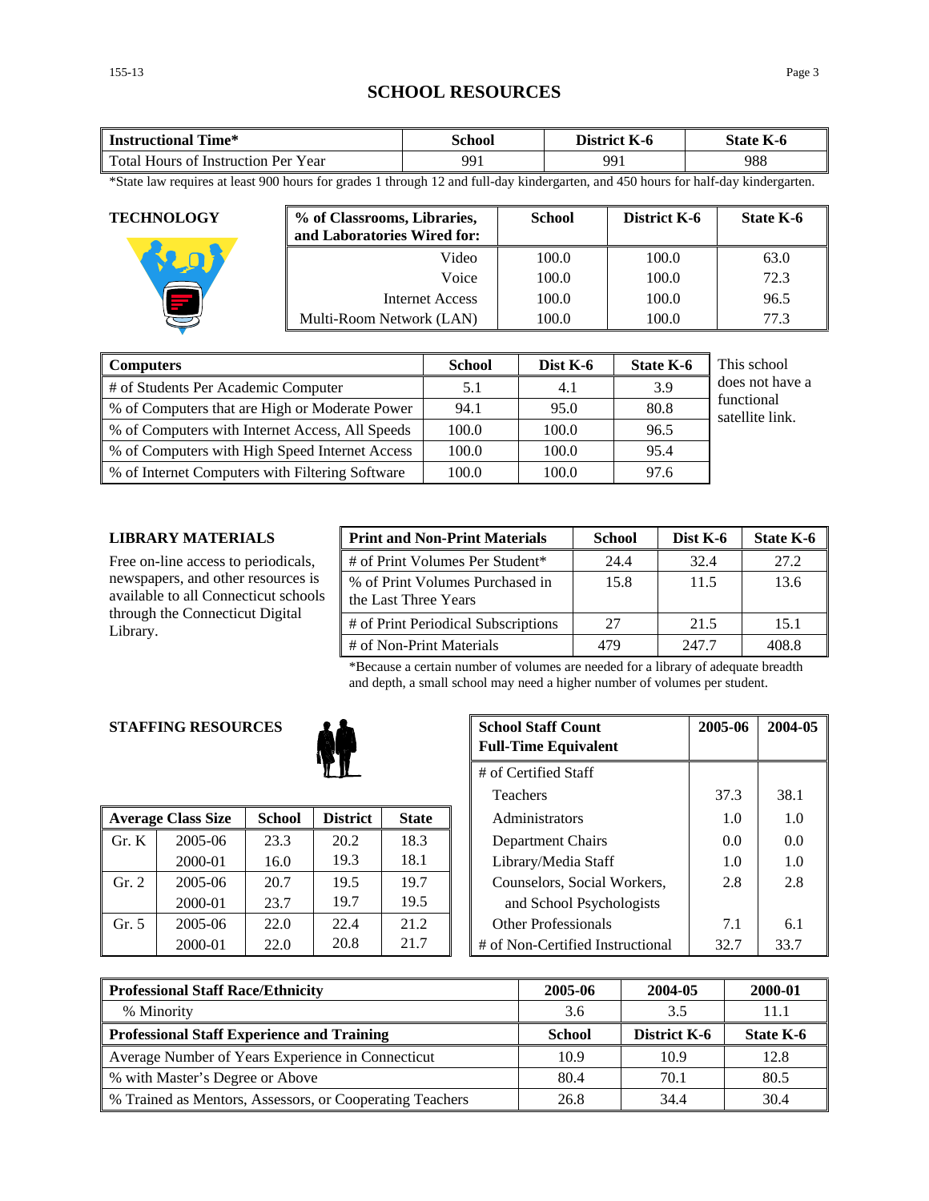# SCHOOL RESOURCES

| Instructional Time* | School | District K-6 | State K-6 |
|---|---|---|---|
| Total Hours of Instruction Per Year | 991 | 991 | 988 |

*State law requires at least 900 hours for grades 1 through 12 and full-day kindergarten, and 450 hours for half-day kindergarten.

## TECHNOLOGY

| % of Classrooms, Libraries, and Laboratories Wired for: | School | District K-6 | State K-6 |
|---|---|---|---|
| Video | 100.0 | 100.0 | 63.0 |
| Voice | 100.0 | 100.0 | 72.3 |
| Internet Access | 100.0 | 100.0 | 96.5 |
| Multi-Room Network (LAN) | 100.0 | 100.0 | 77.3 |

| Computers | School | Dist K-6 | State K-6 |
|---|---|---|---|
| # of Students Per Academic Computer | 5.1 | 4.1 | 3.9 |
| % of Computers that are High or Moderate Power | 94.1 | 95.0 | 80.8 |
| % of Computers with Internet Access, All Speeds | 100.0 | 100.0 | 96.5 |
| % of Computers with High Speed Internet Access | 100.0 | 100.0 | 95.4 |
| % of Internet Computers with Filtering Software | 100.0 | 100.0 | 97.6 |

This school does not have a functional satellite link.

## LIBRARY MATERIALS

Free on-line access to periodicals, newspapers, and other resources is available to all Connecticut schools through the Connecticut Digital Library.

| Print and Non-Print Materials | School | Dist K-6 | State K-6 |
|---|---|---|---|
| # of Print Volumes Per Student* | 24.4 | 32.4 | 27.2 |
| % of Print Volumes Purchased in the Last Three Years | 15.8 | 11.5 | 13.6 |
| # of Print Periodical Subscriptions | 27 | 21.5 | 15.1 |
| # of Non-Print Materials | 479 | 247.7 | 408.8 |

*Because a certain number of volumes are needed for a library of adequate breadth and depth, a small school may need a higher number of volumes per student.

## STAFFING RESOURCES

| Average Class Size | | School | District | State |
|---|---|---|---|---|
| Gr. K | 2005-06 | 23.3 | 20.2 | 18.3 |
| | 2000-01 | 16.0 | 19.3 | 18.1 |
| Gr. 2 | 2005-06 | 20.7 | 19.5 | 19.7 |
| | 2000-01 | 23.7 | 19.7 | 19.5 |
| Gr. 5 | 2005-06 | 22.0 | 22.4 | 21.2 |
| | 2000-01 | 22.0 | 20.8 | 21.7 |

| School Staff Count Full-Time Equivalent | 2005-06 | 2004-05 |
|---|---|---|
| # of Certified Staff | | |
| Teachers | 37.3 | 38.1 |
| Administrators | 1.0 | 1.0 |
| Department Chairs | 0.0 | 0.0 |
| Library/Media Staff | 1.0 | 1.0 |
| Counselors, Social Workers, and School Psychologists | 2.8 | 2.8 |
| Other Professionals | 7.1 | 6.1 |
| # of Non-Certified Instructional | 32.7 | 33.7 |

| Professional Staff Race/Ethnicity | 2005-06 | 2004-05 | 2000-01 |
|---|---|---|---|
| % Minority | 3.6 | 3.5 | 11.1 |
| **Professional Staff Experience and Training** | **School** | **District K-6** | **State K-6** |
| Average Number of Years Experience in Connecticut | 10.9 | 10.9 | 12.8 |
| % with Master's Degree or Above | 80.4 | 70.1 | 80.5 |
| % Trained as Mentors, Assessors, or Cooperating Teachers | 26.8 | 34.4 | 30.4 |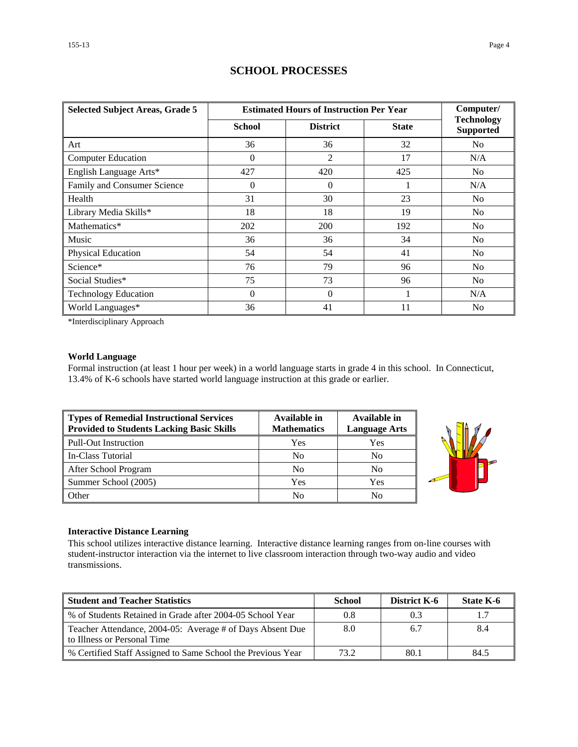# SCHOOL PROCESSES

| Selected Subject Areas, Grade 5 | Estimated Hours of Instruction Per Year | | | Computer/ Technology Supported |
|---|---|---|---|---|
| | School | District | State | |
| Art | 36 | 36 | 32 | No |
| Computer Education | 0 | 2 | 17 | N/A |
| English Language Arts* | 427 | 420 | 425 | No |
| Family and Consumer Science | 0 | 0 | 1 | N/A |
| Health | 31 | 30 | 23 | No |
| Library Media Skills* | 18 | 18 | 19 | No |
| Mathematics* | 202 | 200 | 192 | No |
| Music | 36 | 36 | 34 | No |
| Physical Education | 54 | 54 | 41 | No |
| Science* | 76 | 79 | 96 | No |
| Social Studies* | 75 | 73 | 96 | No |
| Technology Education | 0 | 0 | 1 | N/A |
| World Languages* | 36 | 41 | 11 | No |

*Interdisciplinary Approach

**World Language**

Formal instruction (at least 1 hour per week) in a world language starts in grade 4 in this school. In Connecticut, 13.4% of K-6 schools have started world language instruction at this grade or earlier.

| Types of Remedial Instructional Services Provided to Students Lacking Basic Skills | Available in Mathematics | Available in Language Arts |
|---|---|---|
| Pull-Out Instruction | Yes | Yes |
| In-Class Tutorial | No | No |
| After School Program | No | No |
| Summer School (2005) | Yes | Yes |
| Other | No | No |

**Interactive Distance Learning**

This school utilizes interactive distance learning. Interactive distance learning ranges from on-line courses with student-instructor interaction via the internet to live classroom interaction through two-way audio and video transmissions.

| Student and Teacher Statistics | School | District K-6 | State K-6 |
|---|---|---|---|
| % of Students Retained in Grade after 2004-05 School Year | 0.8 | 0.3 | 1.7 |
| Teacher Attendance, 2004-05: Average # of Days Absent Due to Illness or Personal Time | 8.0 | 6.7 | 8.4 |
| % Certified Staff Assigned to Same School the Previous Year | 73.2 | 80.1 | 84.5 |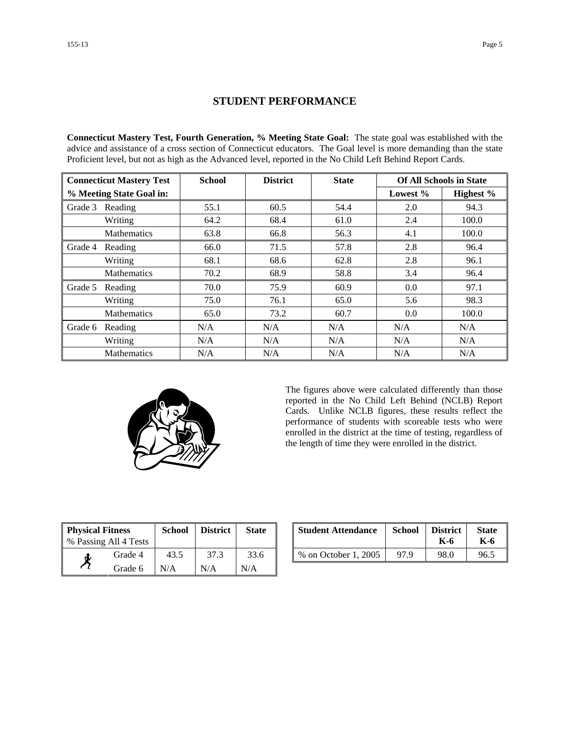## STUDENT PERFORMANCE

**Connecticut Mastery Test, Fourth Generation, % Meeting State Goal:** The state goal was established with the advice and assistance of a cross section of Connecticut educators. The Goal level is more demanding than the state Proficient level, but not as high as the Advanced level, reported in the No Child Left Behind Report Cards.

| Connecticut Mastery Test % Meeting State Goal in: | | School | District | State | Of All Schools in State | |
|---|---|---|---|---|---|---|
| | | | | | Lowest % | Highest % |
| Grade 3 | Reading | 55.1 | 60.5 | 54.4 | 2.0 | 94.3 |
| | Writing | 64.2 | 68.4 | 61.0 | 2.4 | 100.0 |
| | Mathematics | 63.8 | 66.8 | 56.3 | 4.1 | 100.0 |
| Grade 4 | Reading | 66.0 | 71.5 | 57.8 | 2.8 | 96.4 |
| | Writing | 68.1 | 68.6 | 62.8 | 2.8 | 96.1 |
| | Mathematics | 70.2 | 68.9 | 58.8 | 3.4 | 96.4 |
| Grade 5 | Reading | 70.0 | 75.9 | 60.9 | 0.0 | 97.1 |
| | Writing | 75.0 | 76.1 | 65.0 | 5.6 | 98.3 |
| | Mathematics | 65.0 | 73.2 | 60.7 | 0.0 | 100.0 |
| Grade 6 | Reading | N/A | N/A | N/A | N/A | N/A |
| | Writing | N/A | N/A | N/A | N/A | N/A |
| | Mathematics | N/A | N/A | N/A | N/A | N/A |

The figures above were calculated differently than those reported in the No Child Left Behind (NCLB) Report Cards. Unlike NCLB figures, these results reflect the performance of students with scoreable tests who were enrolled in the district at the time of testing, regardless of the length of time they were enrolled in the district.

| Physical Fitness % Passing All 4 Tests | School | District | State |
|---|---|---|---|
| Grade 4 | 43.5 | 37.3 | 33.6 |
| Grade 6 | N/A | N/A | N/A |

| Student Attendance | School | District K-6 | State K-6 |
|---|---|---|---|
| % on October 1, 2005 | 97.9 | 98.0 | 96.5 |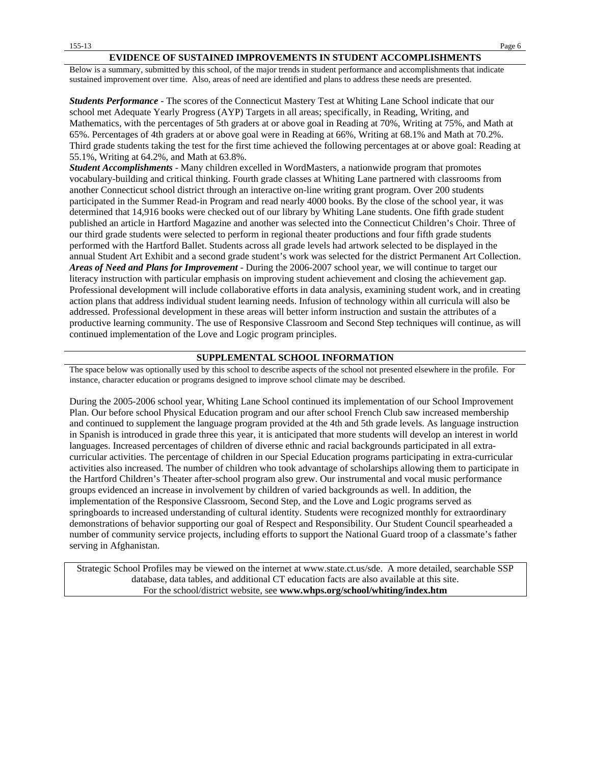## EVIDENCE OF SUSTAINED IMPROVEMENTS IN STUDENT ACCOMPLISHMENTS

Below is a summary, submitted by this school, of the major trends in student performance and accomplishments that indicate sustained improvement over time. Also, areas of need are identified and plans to address these needs are presented.

***Students Performance*** - The scores of the Connecticut Mastery Test at Whiting Lane School indicate that our school met Adequate Yearly Progress (AYP) Targets in all areas; specifically, in Reading, Writing, and Mathematics, with the percentages of 5th graders at or above goal in Reading at 70%, Writing at 75%, and Math at 65%. Percentages of 4th graders at or above goal were in Reading at 66%, Writing at 68.1% and Math at 70.2%. Third grade students taking the test for the first time achieved the following percentages at or above goal: Reading at 55.1%, Writing at 64.2%, and Math at 63.8%.

***Student Accomplishments*** - Many children excelled in WordMasters, a nationwide program that promotes vocabulary-building and critical thinking. Fourth grade classes at Whiting Lane partnered with classrooms from another Connecticut school district through an interactive on-line writing grant program. Over 200 students participated in the Summer Read-in Program and read nearly 4000 books. By the close of the school year, it was determined that 14,916 books were checked out of our library by Whiting Lane students. One fifth grade student published an article in Hartford Magazine and another was selected into the Connecticut Children's Choir. Three of our third grade students were selected to perform in regional theater productions and four fifth grade students performed with the Hartford Ballet. Students across all grade levels had artwork selected to be displayed in the annual Student Art Exhibit and a second grade student's work was selected for the district Permanent Art Collection.

***Areas of Need and Plans for Improvement*** - During the 2006-2007 school year, we will continue to target our literacy instruction with particular emphasis on improving student achievement and closing the achievement gap. Professional development will include collaborative efforts in data analysis, examining student work, and in creating action plans that address individual student learning needs. Infusion of technology within all curricula will also be addressed. Professional development in these areas will better inform instruction and sustain the attributes of a productive learning community. The use of Responsive Classroom and Second Step techniques will continue, as will continued implementation of the Love and Logic program principles.

## SUPPLEMENTAL SCHOOL INFORMATION

The space below was optionally used by this school to describe aspects of the school not presented elsewhere in the profile. For instance, character education or programs designed to improve school climate may be described.

During the 2005-2006 school year, Whiting Lane School continued its implementation of our School Improvement Plan. Our before school Physical Education program and our after school French Club saw increased membership and continued to supplement the language program provided at the 4th and 5th grade levels. As language instruction in Spanish is introduced in grade three this year, it is anticipated that more students will develop an interest in world languages. Increased percentages of children of diverse ethnic and racial backgrounds participated in all extra-curricular activities. The percentage of children in our Special Education programs participating in extra-curricular activities also increased. The number of children who took advantage of scholarships allowing them to participate in the Hartford Children's Theater after-school program also grew. Our instrumental and vocal music performance groups evidenced an increase in involvement by children of varied backgrounds as well. In addition, the implementation of the Responsive Classroom, Second Step, and the Love and Logic programs served as springboards to increased understanding of cultural identity. Students were recognized monthly for extraordinary demonstrations of behavior supporting our goal of Respect and Responsibility. Our Student Council spearheaded a number of community service projects, including efforts to support the National Guard troop of a classmate's father serving in Afghanistan.

Strategic School Profiles may be viewed on the internet at www.state.ct.us/sde. A more detailed, searchable SSP database, data tables, and additional CT education facts are also available at this site.
For the school/district website, see **www.whps.org/school/whiting/index.htm**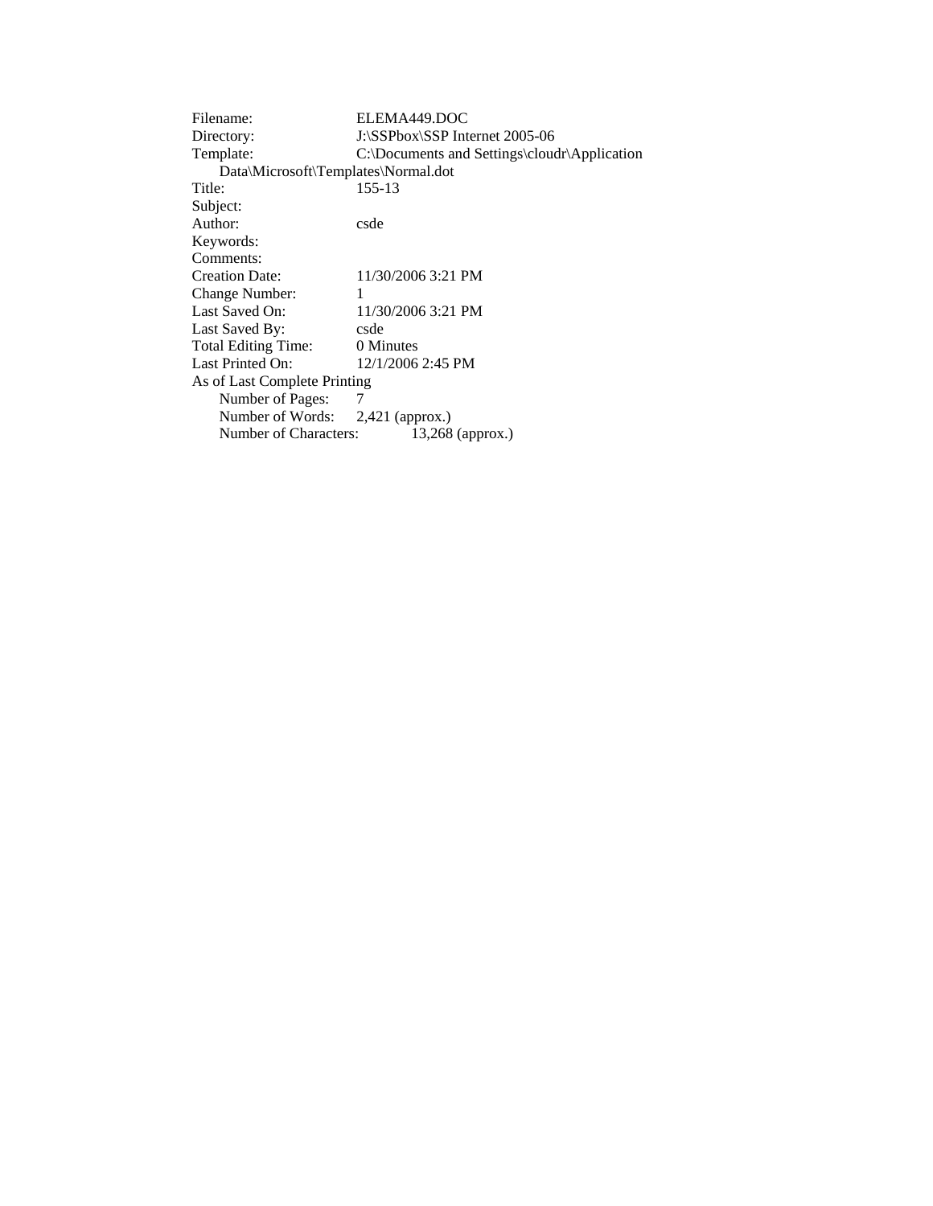Filename: ELEMA449.DOC
Directory: J:\SSPbox\SSP Internet 2005-06
Template: C:\Documents and Settings\cloudr\Application Data\Microsoft\Templates\Normal.dot
Title: 155-13
Subject:
Author: csde
Keywords:
Comments:
Creation Date: 11/30/2006 3:21 PM
Change Number: 1
Last Saved On: 11/30/2006 3:21 PM
Last Saved By: csde
Total Editing Time: 0 Minutes
Last Printed On: 12/1/2006 2:45 PM
As of Last Complete Printing
Number of Pages: 7
Number of Words: 2,421 (approx.)
Number of Characters: 13,268 (approx.)